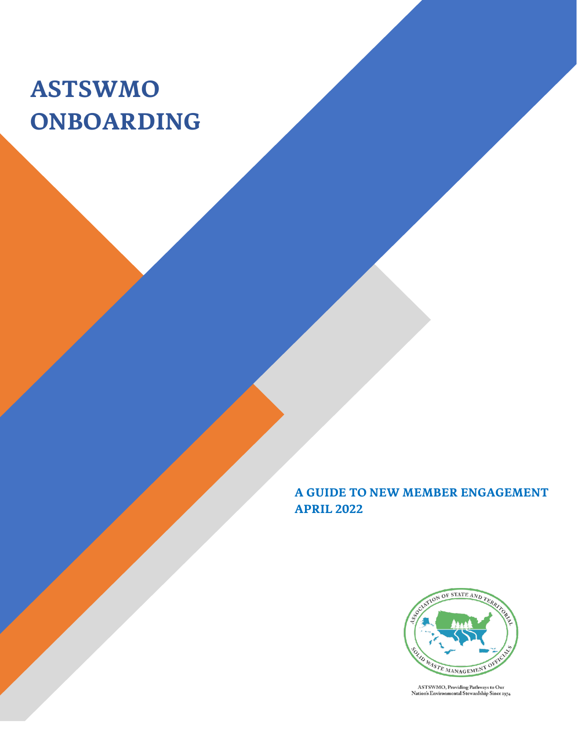# ASTSWMO ONBOARDING

## A GUIDE TO NEW MEMBER ENGAGEMENT
## APRIL 2022

ASTSWMO, Providing Pathways to Our Nation's Environmental Stewardship Since 1974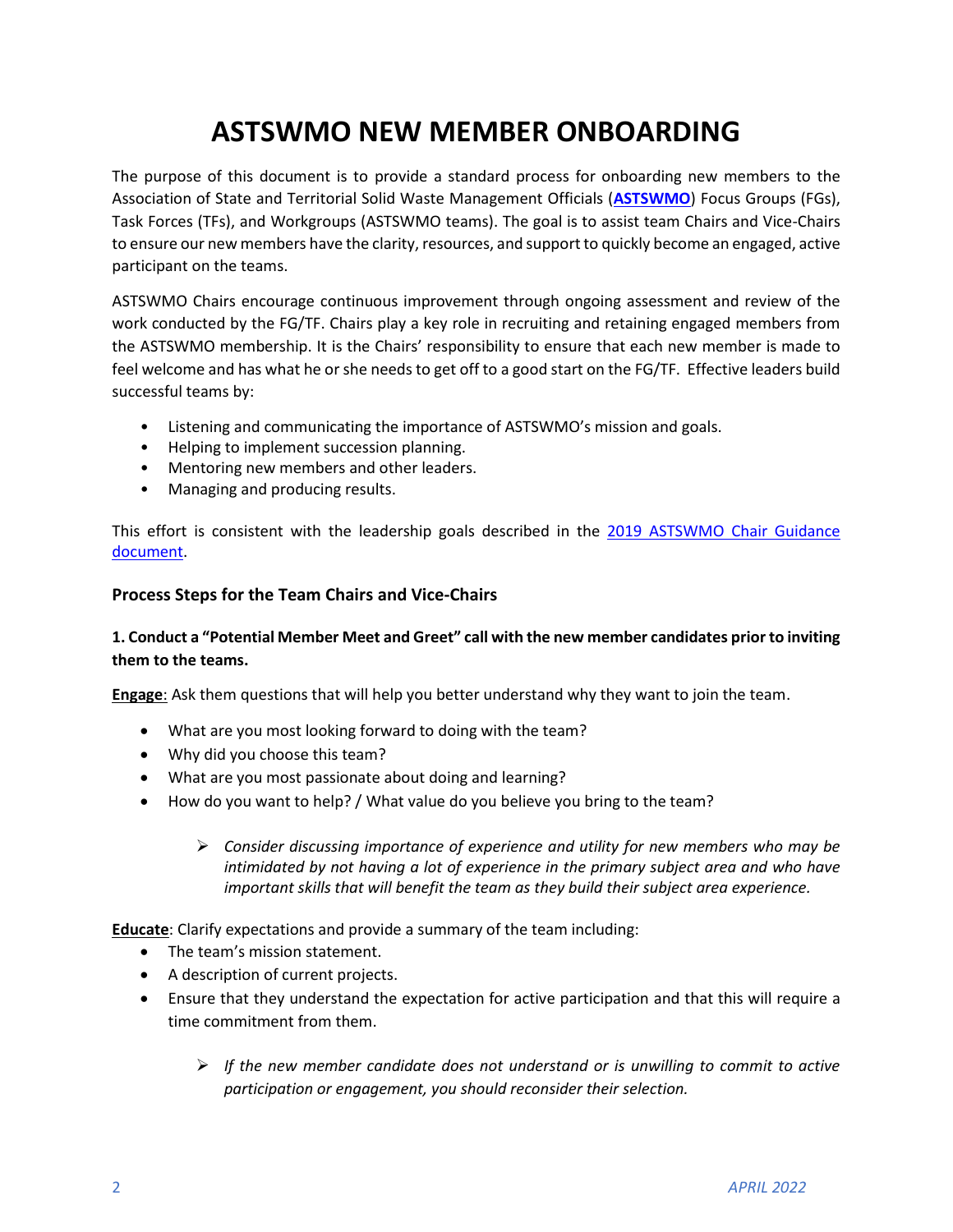# ASTSWMO NEW MEMBER ONBOARDING

The purpose of this document is to provide a standard process for onboarding new members to the Association of State and Territorial Solid Waste Management Officials (**ASTSWMO**) Focus Groups (FGs), Task Forces (TFs), and Workgroups (ASTSWMO teams). The goal is to assist team Chairs and Vice-Chairs to ensure our new members have the clarity, resources, and support to quickly become an engaged, active participant on the teams.

ASTSWMO Chairs encourage continuous improvement through ongoing assessment and review of the work conducted by the FG/TF. Chairs play a key role in recruiting and retaining engaged members from the ASTSWMO membership. It is the Chairs' responsibility to ensure that each new member is made to feel welcome and has what he or she needs to get off to a good start on the FG/TF. Effective leaders build successful teams by:

- Listening and communicating the importance of ASTSWMO's mission and goals.
- Helping to implement succession planning.
- Mentoring new members and other leaders.
- Managing and producing results.

This effort is consistent with the leadership goals described in the 2019 ASTSWMO Chair Guidance document.

### Process Steps for the Team Chairs and Vice-Chairs

**1. Conduct a "Potential Member Meet and Greet" call with the new member candidates prior to inviting them to the teams.**

**Engage**: Ask them questions that will help you better understand why they want to join the team.

- What are you most looking forward to doing with the team?
- Why did you choose this team?
- What are you most passionate about doing and learning?
- How do you want to help? / What value do you believe you bring to the team?
    - *Consider discussing importance of experience and utility for new members who may be intimidated by not having a lot of experience in the primary subject area and who have important skills that will benefit the team as they build their subject area experience.*

**Educate**: Clarify expectations and provide a summary of the team including:

- The team's mission statement.
- A description of current projects.
- Ensure that they understand the expectation for active participation and that this will require a time commitment from them.
    - *If the new member candidate does not understand or is unwilling to commit to active participation or engagement, you should reconsider their selection.*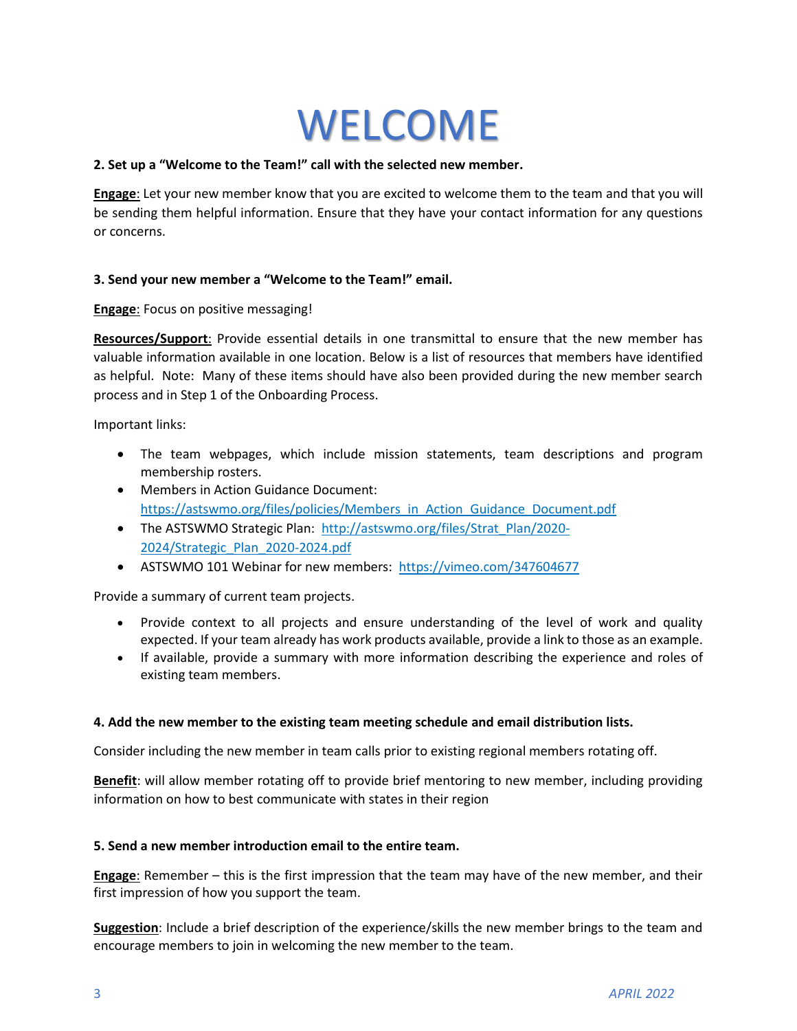# WELCOME

**2. Set up a "Welcome to the Team!" call with the selected new member.**

**Engage**: Let your new member know that you are excited to welcome them to the team and that you will be sending them helpful information. Ensure that they have your contact information for any questions or concerns.

**3. Send your new member a "Welcome to the Team!" email.**

**Engage**: Focus on positive messaging!

**Resources/Support**: Provide essential details in one transmittal to ensure that the new member has valuable information available in one location. Below is a list of resources that members have identified as helpful. Note: Many of these items should have also been provided during the new member search process and in Step 1 of the Onboarding Process.

Important links:

- The team webpages, which include mission statements, team descriptions and program membership rosters.
- Members in Action Guidance Document: https://astswmo.org/files/policies/Members_in_Action_Guidance_Document.pdf
- The ASTSWMO Strategic Plan: http://astswmo.org/files/Strat_Plan/2020-2024/Strategic_Plan_2020-2024.pdf
- ASTSWMO 101 Webinar for new members: https://vimeo.com/347604677

Provide a summary of current team projects.

- Provide context to all projects and ensure understanding of the level of work and quality expected. If your team already has work products available, provide a link to those as an example.
- If available, provide a summary with more information describing the experience and roles of existing team members.

**4. Add the new member to the existing team meeting schedule and email distribution lists.**

Consider including the new member in team calls prior to existing regional members rotating off.

**Benefit**: will allow member rotating off to provide brief mentoring to new member, including providing information on how to best communicate with states in their region

**5. Send a new member introduction email to the entire team.**

**Engage**: Remember – this is the first impression that the team may have of the new member, and their first impression of how you support the team.

**Suggestion**: Include a brief description of the experience/skills the new member brings to the team and encourage members to join in welcoming the new member to the team.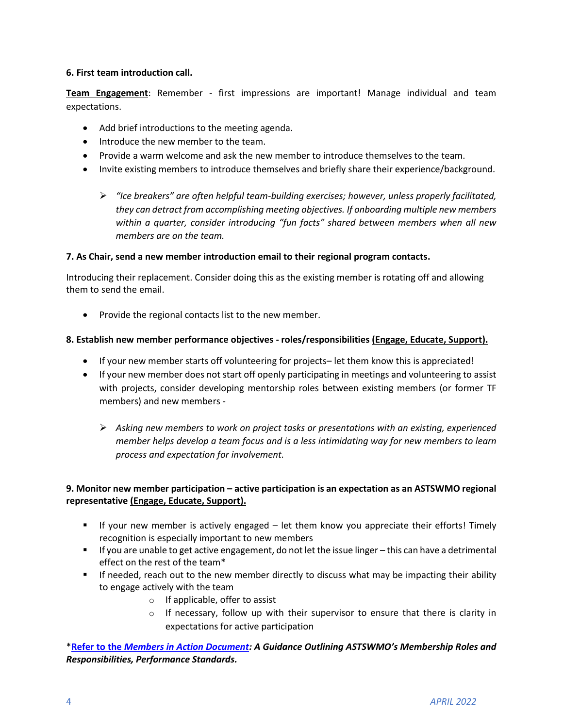**6. First team introduction call.**

**Team Engagement**: Remember - first impressions are important! Manage individual and team expectations.

- Add brief introductions to the meeting agenda.
- Introduce the new member to the team.
- Provide a warm welcome and ask the new member to introduce themselves to the team.
- Invite existing members to introduce themselves and briefly share their experience/background.
    - *"Ice breakers" are often helpful team-building exercises; however, unless properly facilitated, they can detract from accomplishing meeting objectives. If onboarding multiple new members within a quarter, consider introducing "fun facts" shared between members when all new members are on the team.*

**7. As Chair, send a new member introduction email to their regional program contacts.**

Introducing their replacement. Consider doing this as the existing member is rotating off and allowing them to send the email.

- Provide the regional contacts list to the new member.

**8. Establish new member performance objectives - roles/responsibilities (Engage, Educate, Support).**

- If your new member starts off volunteering for projects– let them know this is appreciated!
- If your new member does not start off openly participating in meetings and volunteering to assist with projects, consider developing mentorship roles between existing members (or former TF members) and new members -
    - *Asking new members to work on project tasks or presentations with an existing, experienced member helps develop a team focus and is a less intimidating way for new members to learn process and expectation for involvement.*

**9. Monitor new member participation – active participation is an expectation as an ASTSWMO regional representative (Engage, Educate, Support).**

- If your new member is actively engaged – let them know you appreciate their efforts! Timely recognition is especially important to new members
- If you are unable to get active engagement, do not let the issue linger – this can have a detrimental effect on the rest of the team*
- If needed, reach out to the new member directly to discuss what may be impacting their ability to engage actively with the team
    - If applicable, offer to assist
    - If necessary, follow up with their supervisor to ensure that there is clarity in expectations for active participation

*__Refer to the *Members in Action Document*__*: A Guidance Outlining ASTSWMO's Membership Roles and Responsibilities, Performance Standards.***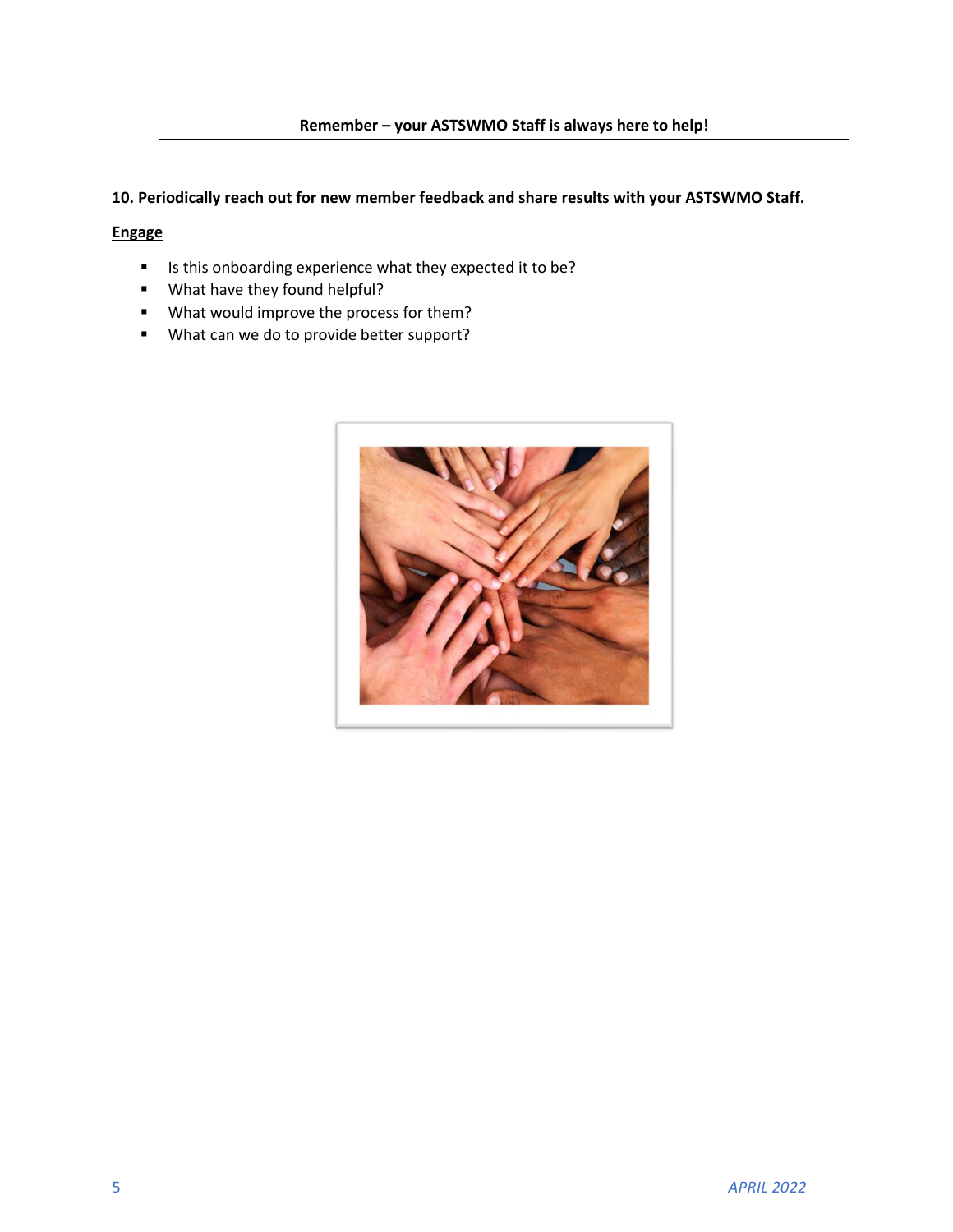**Remember – your ASTSWMO Staff is always here to help!**

**10. Periodically reach out for new member feedback and share results with your ASTSWMO Staff.**

**Engage**

- Is this onboarding experience what they expected it to be?
- What have they found helpful?
- What would improve the process for them?
- What can we do to provide better support?